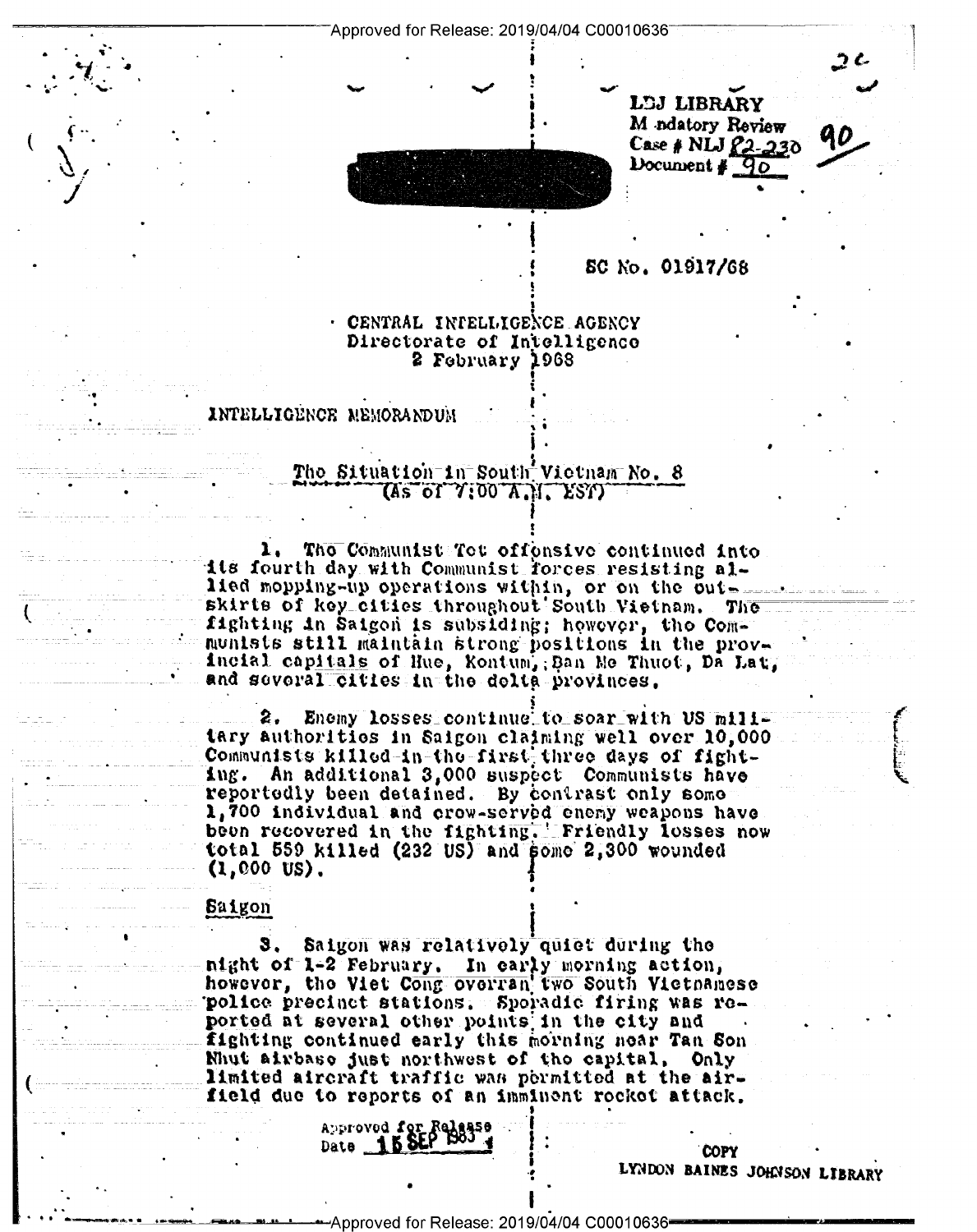LBJ LIBRARY
Mandatory Review
Case # NLJ 82-230
Document # 90

SC No. 01917/68

CENTRAL INTELLIGENCE AGENCY
Directorate of Intelligence
2 February 1968

INTELLIGENCE MEMORANDUM

## The Situation in South Vietnam No. 8
(As of 7:00 A.M. EST)

1. The Communist Tet offensive continued into its fourth day with Communist forces resisting allied mopping-up operations within, or on the outskirts of key cities throughout South Vietnam. The fighting in Saigon is subsiding; however, the Communists still maintain strong positions in the provincial capitals of Hue, Kontum, Ban Me Thuot, Da Lat, and several cities in the delta provinces.

2. Enemy losses continue to soar with US military authorities in Saigon claiming well over 10,000 Communists killed in the first three days of fighting. An additional 3,000 suspect Communists have reportedly been detained. By contrast only some 1,700 individual and crew-served enemy weapons have been recovered in the fighting. Friendly losses now total 559 killed (232 US) and some 2,300 wounded (1,000 US).

### Saigon

3. Saigon was relatively quiet during the night of 1-2 February. In early morning action, however, the Viet Cong overran two South Vietnamese police precinct stations. Sporadic firing was reported at several other points in the city and fighting continued early this morning near Tan Son Nhut airbase just northwest of the capital. Only limited aircraft traffic was permitted at the airfield due to reports of an imminent rocket attack.

Approved for Release
Date 15 SEP 1983

COPY
LYNDON BAINES JOHNSON LIBRARY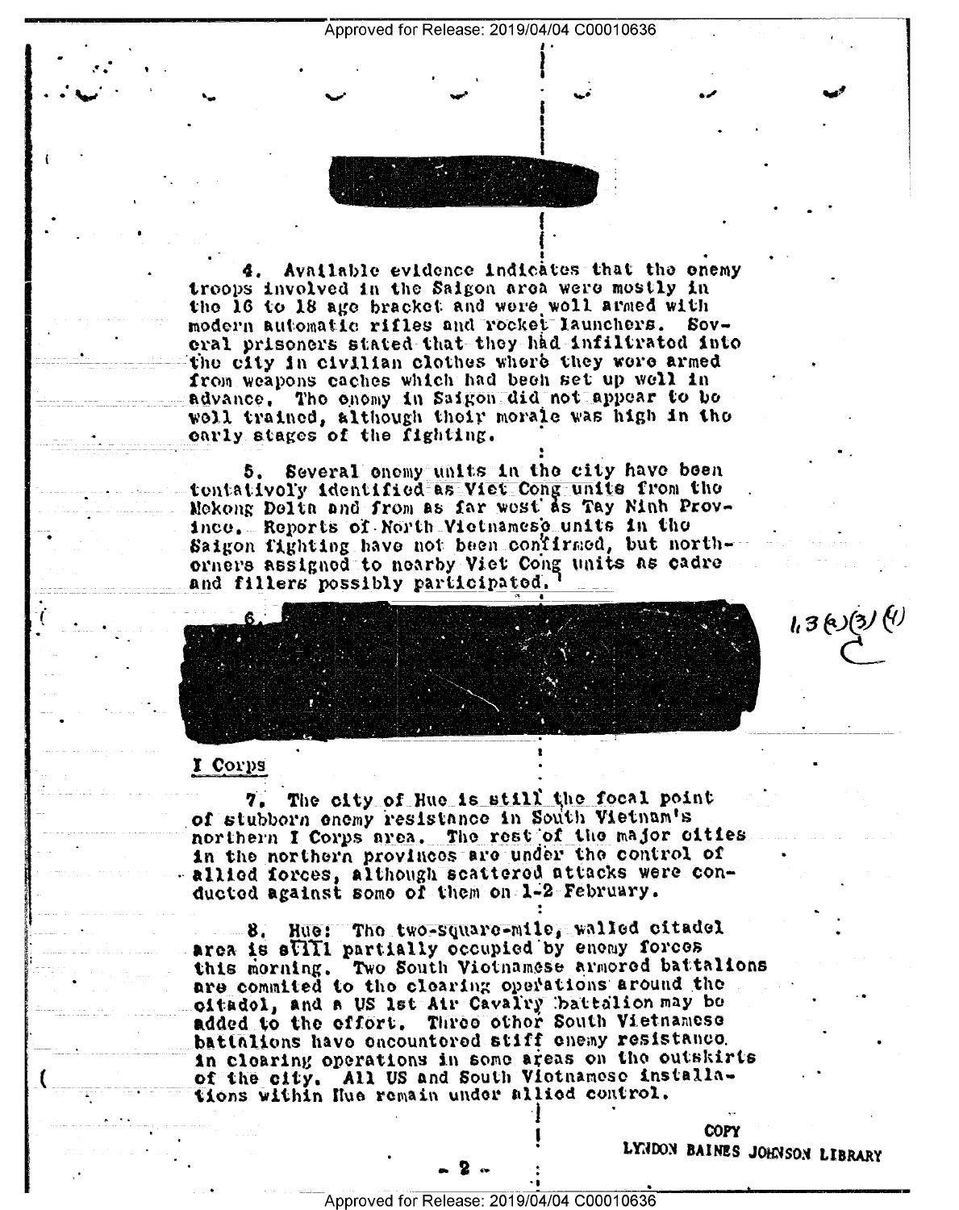4. Available evidence indicates that the enemy troops involved in the Saigon area were mostly in the 16 to 18 age bracket and were well armed with modern automatic rifles and rocket launchers. Several prisoners stated that they had infiltrated into the city in civilian clothes where they were armed from weapons caches which had been set up well in advance. The enemy in Saigon did not appear to be well trained, although their morale was high in the early stages of the fighting.

5. Several enemy units in the city have been tentatively identified as Viet Cong units from the Mekong Delta and from as far west as Tay Ninh Province. Reports of North Vietnamese units in the Saigon fighting have not been confirmed, but northerners assigned to nearby Viet Cong units as cadre and fillers possibly participated.

6.

1.3(a)(3)(4)
C

## I Corps

7. The city of Hue is still the focal point of stubborn enemy resistance in South Vietnam's northern I Corps area. The rest of the major cities in the northern provinces are under the control of allied forces, although scattered attacks were conducted against some of them on 1-2 February.

8. Hue: The two-square-mile, walled citadel area is still partially occupied by enemy forces this morning. Two South Vietnamese armored battalions are commited to the clearing operations around the citadel, and a US 1st Air Cavalry battalion may be added to the effort. Three other South Vietnamese battalions have encountered stiff enemy resistance in clearing operations in some areas on the outskirts of the city. All US and South Vietnamese installations within Hue remain under allied control.

COPY
LYNDON BAINES JOHNSON LIBRARY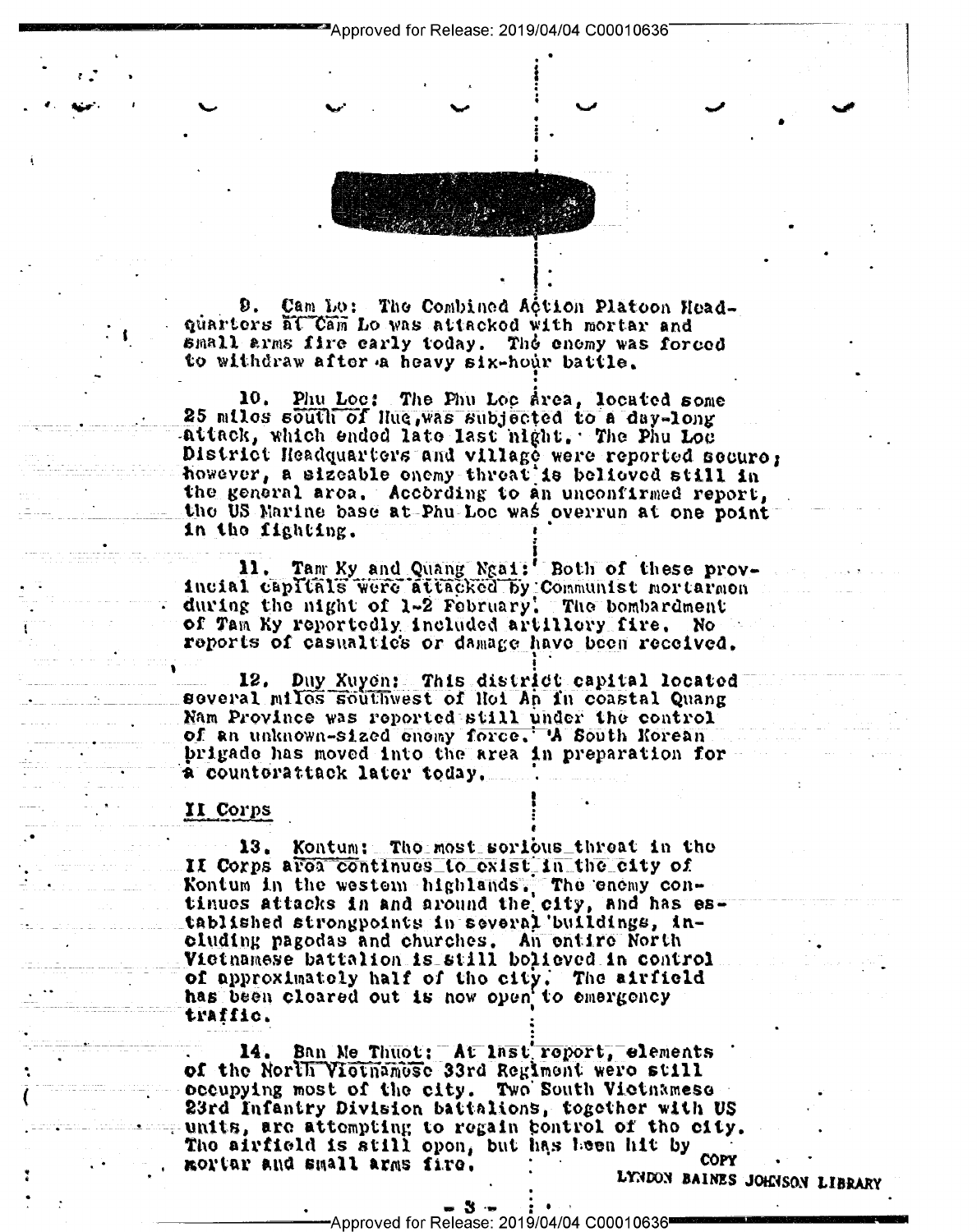9. Cam Lo: The Combined Action Platoon Headquarters at Cam Lo was attacked with mortar and small arms fire early today. The enemy was forced to withdraw after a heavy six-hour battle.

10. Phu Loc: The Phu Loc area, located some 25 miles south of Hue, was subjected to a day-long attack, which ended late last night. The Phu Loc District Headquarters and village were reported secure; however, a sizeable enemy threat is believed still in the general area. According to an unconfirmed report, the US Marine base at Phu Loc was overrun at one point in the fighting.

11. Tam Ky and Quang Ngai: Both of these provincial capitals were attacked by Communist mortarmen during the night of 1-2 February. The bombardment of Tam Ky reportedly included artillery fire. No reports of casualties or damage have been received.

12. Duy Xuyen: This district capital located several miles southwest of Hoi An in coastal Quang Nam Province was reported still under the control of an unknown-sized enemy force. A South Korean brigade has moved into the area in preparation for a counterattack later today.

## II Corps

13. Kontum: The most serious threat in the II Corps area continues to exist in the city of Kontum in the western highlands. The enemy continues attacks in and around the city, and has established strongpoints in several buildings, including pagodas and churches. An entire North Vietnamese battalion is still believed in control of approximately half of the city. The airfield has been cleared out is now open to emergency traffic.

14. Ban Me Thuot: At last report, elements of the North Vietnamese 33rd Regiment were still occupying most of the city. Two South Vietnamese 23rd Infantry Division battalions, together with US units, are attempting to regain control of the city. The airfield is still open, but has been hit by mortar and small arms fire.

COPY
LYNDON BAINES JOHNSON LIBRARY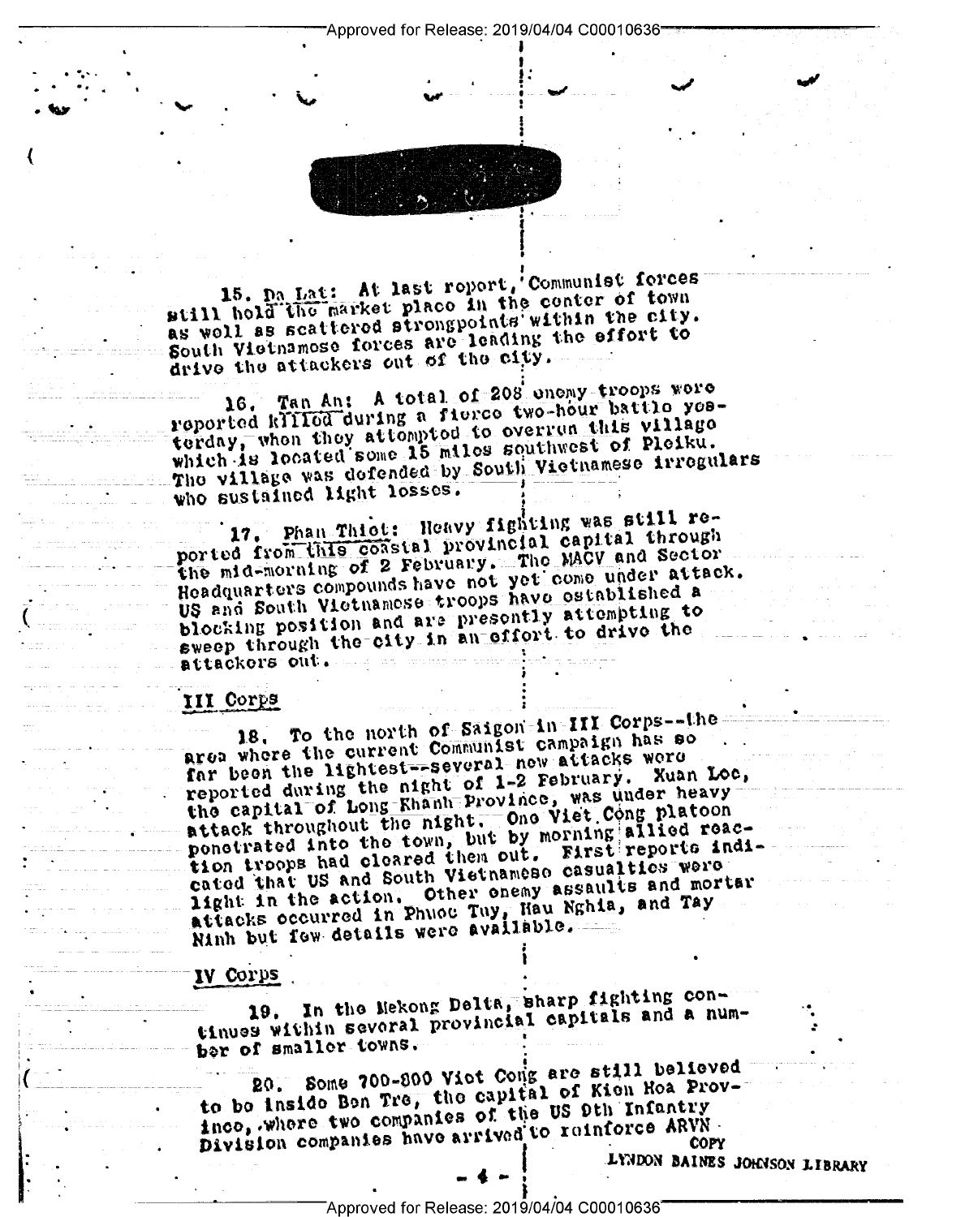15. Da Lat: At last report, Communist forces still hold the market place in the center of town as well as scattered strongpoints within the city. South Vietnamese forces are leading the effort to drive the attackers out of the city.

16. Tan An: A total of 208 enemy troops were reported killed during a fierce two-hour battle yesterday, when they attempted to overrun this village which is located some 15 miles southwest of Pleiku. The village was defended by South Vietnamese irregulars who sustained light losses.

17. Phan Thiet: Heavy fighting was still reported from this coastal provincial capital through the mid-morning of 2 February. The MACV and Sector Headquarters compounds have not yet come under attack. US and South Vietnamese troops have established a blocking position and are presently attempting to sweep through the city in an effort to drive the attackers out.

## III Corps

18. To the north of Saigon in III Corps--the area where the current Communist campaign has so far been the lightest--several new attacks were reported during the night of 1-2 February. Xuan Loc, the capital of Long Khanh Province, was under heavy attack throughout the night. One Viet Cong platoon penetrated into the town, but by morning allied reaction troops had cleared them out. First reports indicated that US and South Vietnamese casualties were light in the action. Other enemy assaults and mortar attacks occurred in Phuoc Tuy, Hau Nghia, and Tay Ninh but few details were available.

## IV Corps

19. In the Mekong Delta, sharp fighting continues within several provincial capitals and a number of smaller towns.

20. Some 700-800 Viet Cong are still believed to be inside Ben Tre, the capital of Kien Hoa Province, where two companies of the US 9th Infantry Division companies have arrived to reinforce ARVN

COPY
LYNDON BAINES JOHNSON LIBRARY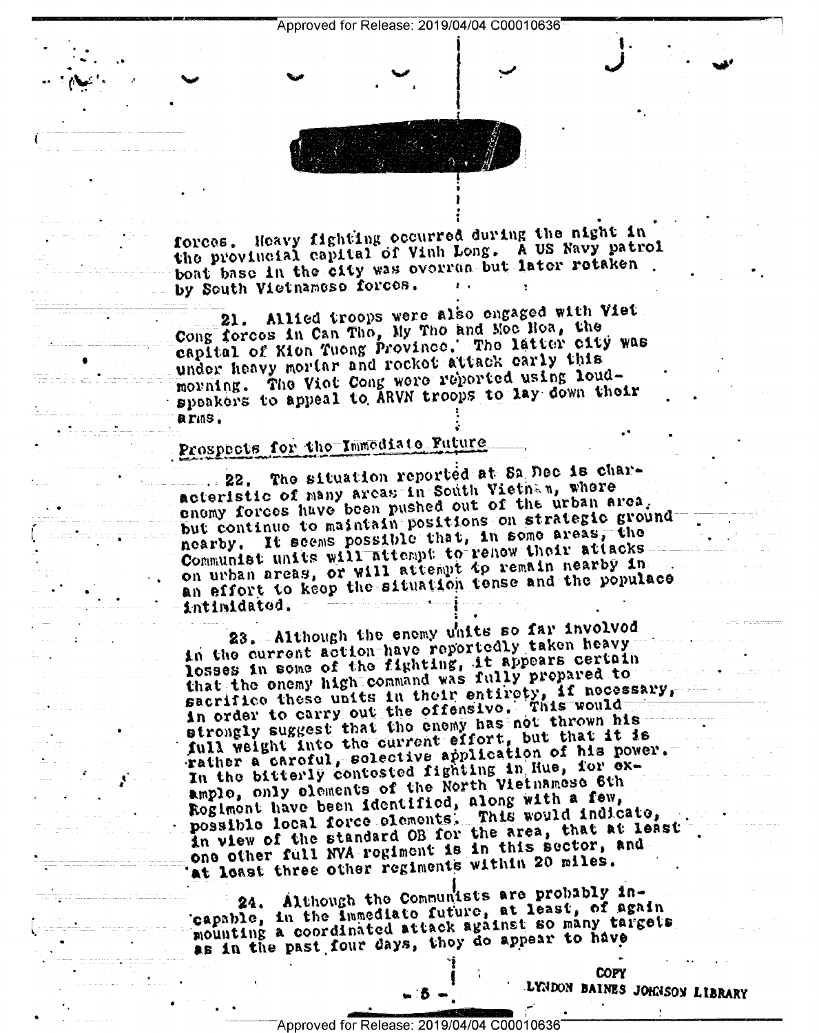forces. Heavy fighting occurred during the night in the provincial capital of Vinh Long. A US Navy patrol boat base in the city was overrun but later retaken by South Vietnamese forces.

21. Allied troops were also engaged with Viet Cong forces in Can Tho, My Tho and Moc Hoa, the capital of Kien Tuong Province. The latter city was under heavy mortar and rocket attack early this morning. The Viet Cong were reported using loud-speakers to appeal to ARVN troops to lay down their arms.

## Prospects for the Immediate Future

22. The situation reported at Sa Dec is characteristic of many areas in South Vietnam, where enemy forces have been pushed out of the urban area, but continue to maintain positions on strategic ground nearby. It seems possible that, in some areas, the Communist units will attempt to renew their attacks on urban areas, or will attempt to remain nearby in an effort to keep the situation tense and the populace intimidated.

23. Although the enemy units so far involved in the current action have reportedly taken heavy losses in some of the fighting, it appears certain that the enemy high command was fully prepared to sacrifice these units in their entirety, if necessary, in order to carry out the offensive. This would strongly suggest that the enemy has not thrown his full weight into the current effort, but that it is rather a careful, selective application of his power. In the bitterly contested fighting in Hue, for example, only elements of the North Vietnamese 6th Regiment have been identified, along with a few, possible local force elements. This would indicate, in view of the standard OB for the area, that at least one other full NVA regiment is in this sector, and at least three other regiments within 20 miles.

24. Although the Communists are probably incapable, in the immediate future, at least, of again mounting a coordinated attack against so many targets as in the past four days, they do appear to have

COPY
LYNDON BAINES JOHNSON LIBRARY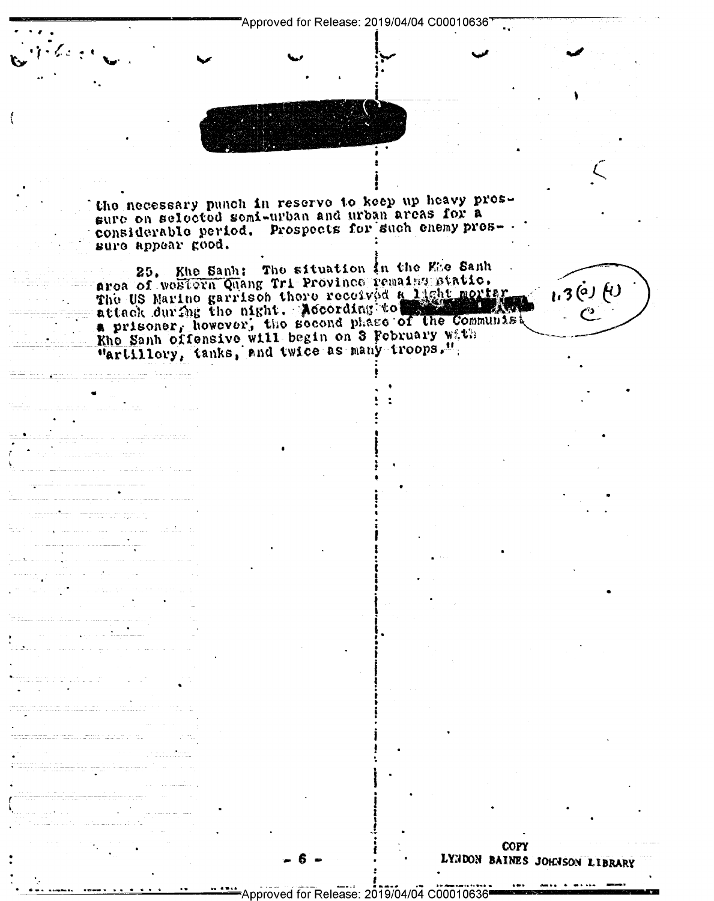the necessary punch in reserve to keep up heavy pressure on selected semi-urban and urban areas for a considerable period. Prospects for such enemy pressure appear good.

25. Khe Sanh: The situation in the Khe Sanh area of western Quang Tri Province remains static. The US Marine garrison there received a light mortar attack during the night. According to [redacted] a prisoner, however, the second phase of the Communist Khe Sanh offensive will begin on 3 February with "artillery, tanks, and twice as many troops."

1.3(a)(4)
C

COPY
LYNDON BAINES JOHNSON LIBRARY